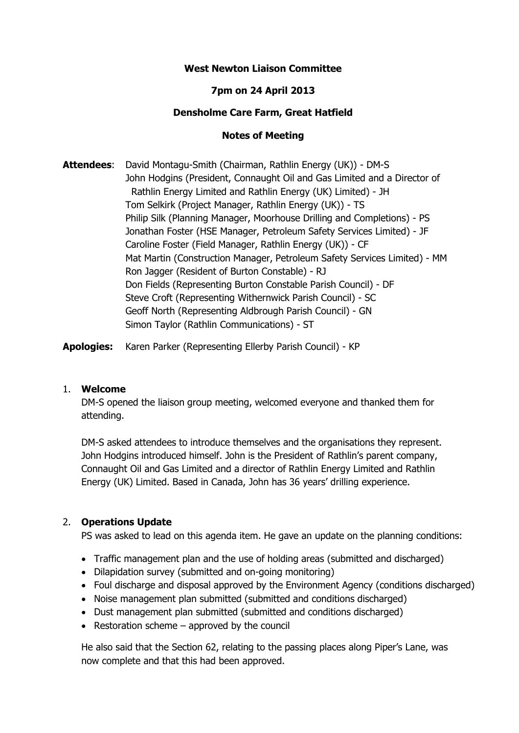**West Newton Liaison Committee**

**7pm on 24 April 2013**

**Densholme Care Farm, Great Hatfield**

**Notes of Meeting**

**Attendees**: David Montagu-Smith (Chairman, Rathlin Energy (UK)) - DM-S
John Hodgins (President, Connaught Oil and Gas Limited and a Director of Rathlin Energy Limited and Rathlin Energy (UK) Limited) - JH
Tom Selkirk (Project Manager, Rathlin Energy (UK)) - TS
Philip Silk (Planning Manager, Moorhouse Drilling and Completions) - PS
Jonathan Foster (HSE Manager, Petroleum Safety Services Limited) - JF
Caroline Foster (Field Manager, Rathlin Energy (UK)) - CF
Mat Martin (Construction Manager, Petroleum Safety Services Limited) - MM
Ron Jagger (Resident of Burton Constable) - RJ
Don Fields (Representing Burton Constable Parish Council) - DF
Steve Croft (Representing Withernwick Parish Council) - SC
Geoff North (Representing Aldbrough Parish Council) - GN
Simon Taylor (Rathlin Communications) - ST

**Apologies:** Karen Parker (Representing Ellerby Parish Council) - KP

1. **Welcome**

   DM-S opened the liaison group meeting, welcomed everyone and thanked them for attending.

   DM-S asked attendees to introduce themselves and the organisations they represent. John Hodgins introduced himself. John is the President of Rathlin's parent company, Connaught Oil and Gas Limited and a director of Rathlin Energy Limited and Rathlin Energy (UK) Limited. Based in Canada, John has 36 years' drilling experience.

2. **Operations Update**

   PS was asked to lead on this agenda item. He gave an update on the planning conditions:

   - Traffic management plan and the use of holding areas (submitted and discharged)
   - Dilapidation survey (submitted and on-going monitoring)
   - Foul discharge and disposal approved by the Environment Agency (conditions discharged)
   - Noise management plan submitted (submitted and conditions discharged)
   - Dust management plan submitted (submitted and conditions discharged)
   - Restoration scheme – approved by the council

   He also said that the Section 62, relating to the passing places along Piper's Lane, was now complete and that this had been approved.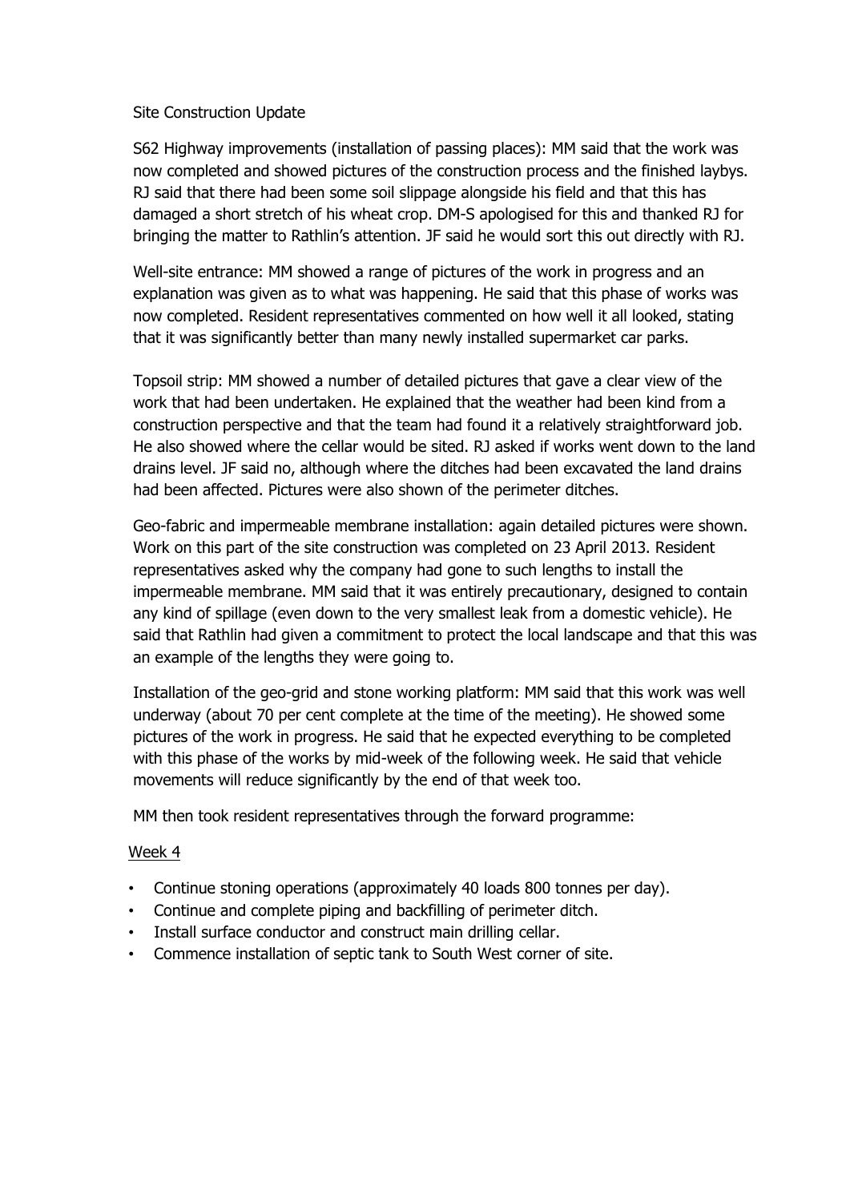Site Construction Update

S62 Highway improvements (installation of passing places): MM said that the work was now completed and showed pictures of the construction process and the finished laybys. RJ said that there had been some soil slippage alongside his field and that this has damaged a short stretch of his wheat crop. DM-S apologised for this and thanked RJ for bringing the matter to Rathlin's attention. JF said he would sort this out directly with RJ.

Well-site entrance: MM showed a range of pictures of the work in progress and an explanation was given as to what was happening. He said that this phase of works was now completed. Resident representatives commented on how well it all looked, stating that it was significantly better than many newly installed supermarket car parks.

Topsoil strip: MM showed a number of detailed pictures that gave a clear view of the work that had been undertaken. He explained that the weather had been kind from a construction perspective and that the team had found it a relatively straightforward job. He also showed where the cellar would be sited. RJ asked if works went down to the land drains level. JF said no, although where the ditches had been excavated the land drains had been affected. Pictures were also shown of the perimeter ditches.

Geo-fabric and impermeable membrane installation: again detailed pictures were shown. Work on this part of the site construction was completed on 23 April 2013. Resident representatives asked why the company had gone to such lengths to install the impermeable membrane. MM said that it was entirely precautionary, designed to contain any kind of spillage (even down to the very smallest leak from a domestic vehicle). He said that Rathlin had given a commitment to protect the local landscape and that this was an example of the lengths they were going to.

Installation of the geo-grid and stone working platform: MM said that this work was well underway (about 70 per cent complete at the time of the meeting). He showed some pictures of the work in progress. He said that he expected everything to be completed with this phase of the works by mid-week of the following week. He said that vehicle movements will reduce significantly by the end of that week too.

MM then took resident representatives through the forward programme:

Week 4

- Continue stoning operations (approximately 40 loads 800 tonnes per day).
- Continue and complete piping and backfilling of perimeter ditch.
- Install surface conductor and construct main drilling cellar.
- Commence installation of septic tank to South West corner of site.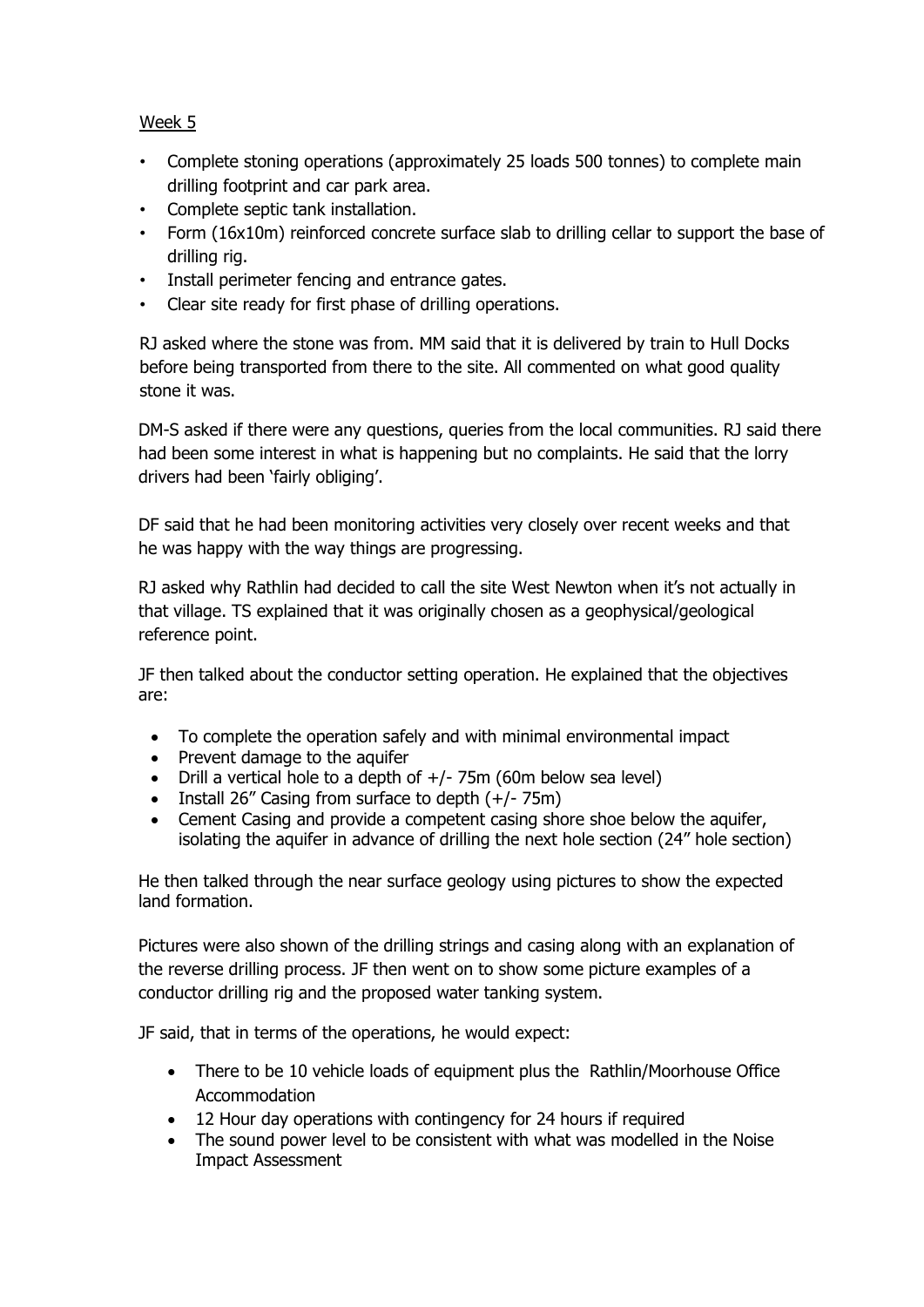Week 5

- Complete stoning operations (approximately 25 loads 500 tonnes) to complete main drilling footprint and car park area.
- Complete septic tank installation.
- Form (16x10m) reinforced concrete surface slab to drilling cellar to support the base of drilling rig.
- Install perimeter fencing and entrance gates.
- Clear site ready for first phase of drilling operations.

RJ asked where the stone was from. MM said that it is delivered by train to Hull Docks before being transported from there to the site. All commented on what good quality stone it was.

DM-S asked if there were any questions, queries from the local communities. RJ said there had been some interest in what is happening but no complaints. He said that the lorry drivers had been 'fairly obliging'.

DF said that he had been monitoring activities very closely over recent weeks and that he was happy with the way things are progressing.

RJ asked why Rathlin had decided to call the site West Newton when it's not actually in that village. TS explained that it was originally chosen as a geophysical/geological reference point.

JF then talked about the conductor setting operation. He explained that the objectives are:

- To complete the operation safely and with minimal environmental impact
- Prevent damage to the aquifer
- Drill a vertical hole to a depth of +/- 75m (60m below sea level)
- Install 26" Casing from surface to depth (+/- 75m)
- Cement Casing and provide a competent casing shore shoe below the aquifer, isolating the aquifer in advance of drilling the next hole section (24" hole section)

He then talked through the near surface geology using pictures to show the expected land formation.

Pictures were also shown of the drilling strings and casing along with an explanation of the reverse drilling process. JF then went on to show some picture examples of a conductor drilling rig and the proposed water tanking system.

JF said, that in terms of the operations, he would expect:

- There to be 10 vehicle loads of equipment plus the Rathlin/Moorhouse Office Accommodation
- 12 Hour day operations with contingency for 24 hours if required
- The sound power level to be consistent with what was modelled in the Noise Impact Assessment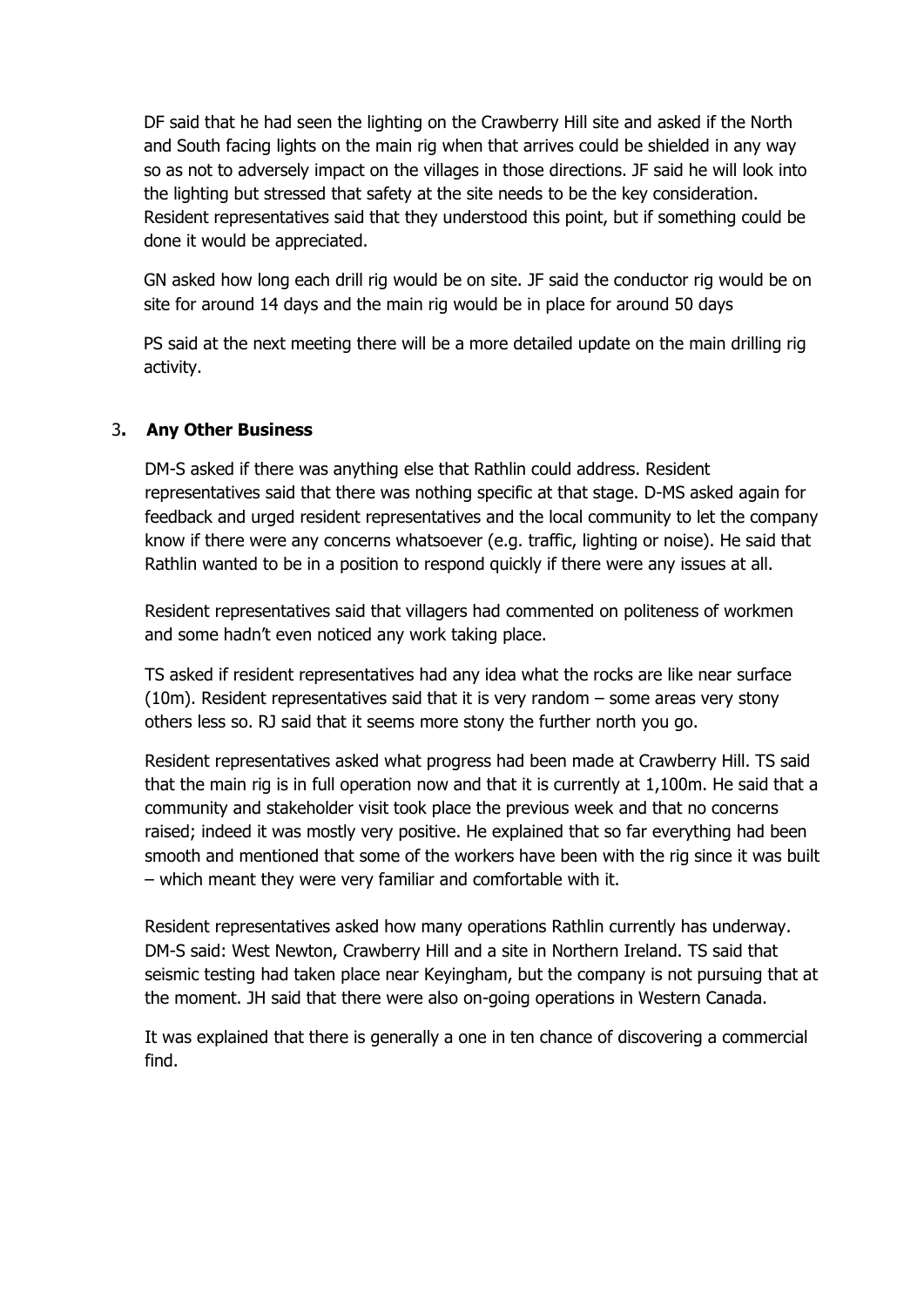DF said that he had seen the lighting on the Crawberry Hill site and asked if the North and South facing lights on the main rig when that arrives could be shielded in any way so as not to adversely impact on the villages in those directions. JF said he will look into the lighting but stressed that safety at the site needs to be the key consideration. Resident representatives said that they understood this point, but if something could be done it would be appreciated.

GN asked how long each drill rig would be on site. JF said the conductor rig would be on site for around 14 days and the main rig would be in place for around 50 days

PS said at the next meeting there will be a more detailed update on the main drilling rig activity.

## 3. Any Other Business

DM-S asked if there was anything else that Rathlin could address. Resident representatives said that there was nothing specific at that stage. D-MS asked again for feedback and urged resident representatives and the local community to let the company know if there were any concerns whatsoever (e.g. traffic, lighting or noise). He said that Rathlin wanted to be in a position to respond quickly if there were any issues at all.

Resident representatives said that villagers had commented on politeness of workmen and some hadn't even noticed any work taking place.

TS asked if resident representatives had any idea what the rocks are like near surface (10m). Resident representatives said that it is very random – some areas very stony others less so. RJ said that it seems more stony the further north you go.

Resident representatives asked what progress had been made at Crawberry Hill. TS said that the main rig is in full operation now and that it is currently at 1,100m. He said that a community and stakeholder visit took place the previous week and that no concerns raised; indeed it was mostly very positive. He explained that so far everything had been smooth and mentioned that some of the workers have been with the rig since it was built – which meant they were very familiar and comfortable with it.

Resident representatives asked how many operations Rathlin currently has underway. DM-S said: West Newton, Crawberry Hill and a site in Northern Ireland. TS said that seismic testing had taken place near Keyingham, but the company is not pursuing that at the moment. JH said that there were also on-going operations in Western Canada.

It was explained that there is generally a one in ten chance of discovering a commercial find.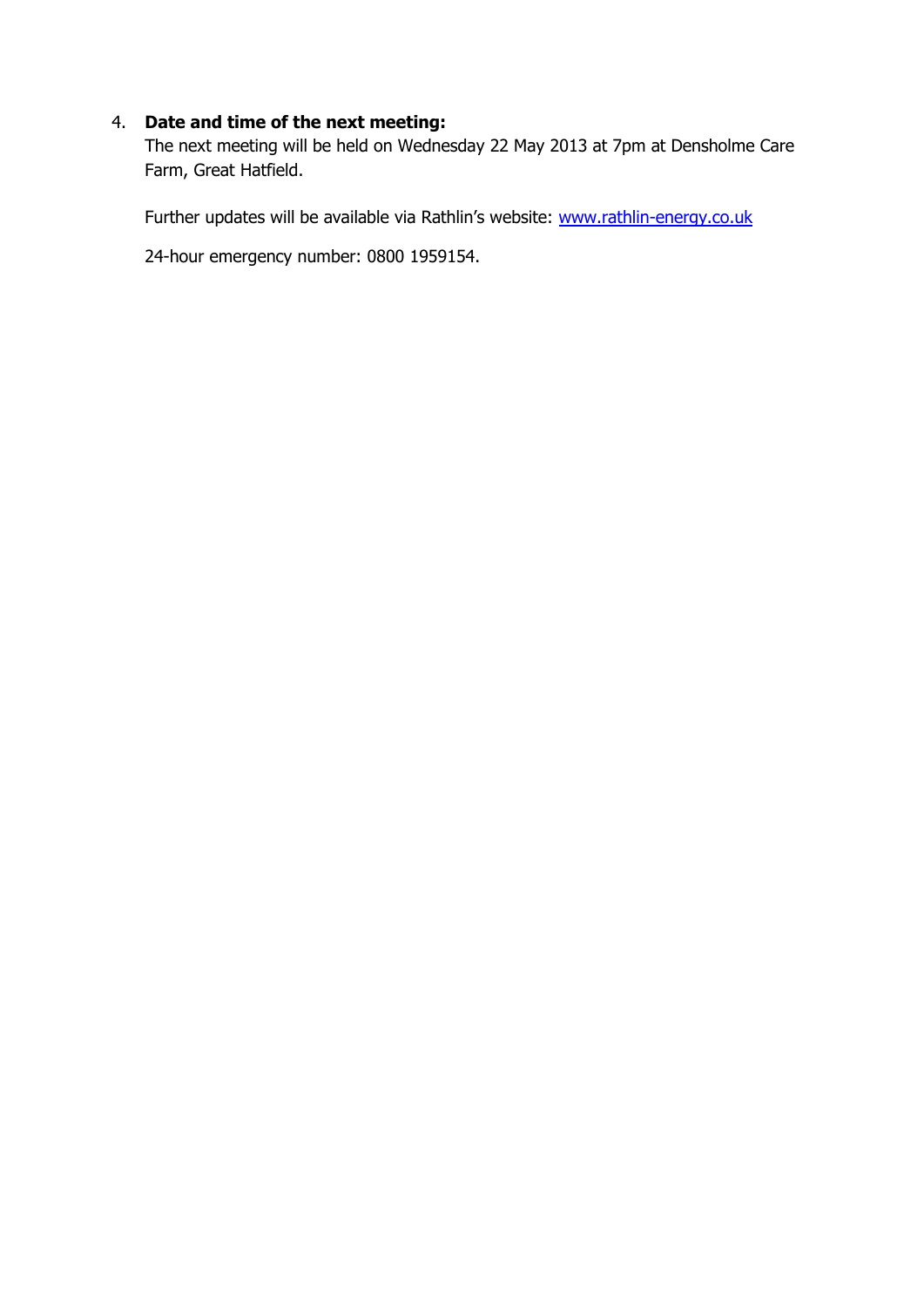4. **Date and time of the next meeting:**
   The next meeting will be held on Wednesday 22 May 2013 at 7pm at Densholme Care Farm, Great Hatfield.

   Further updates will be available via Rathlin's website: [www.rathlin-energy.co.uk](http://www.rathlin-energy.co.uk)

   24-hour emergency number: 0800 1959154.